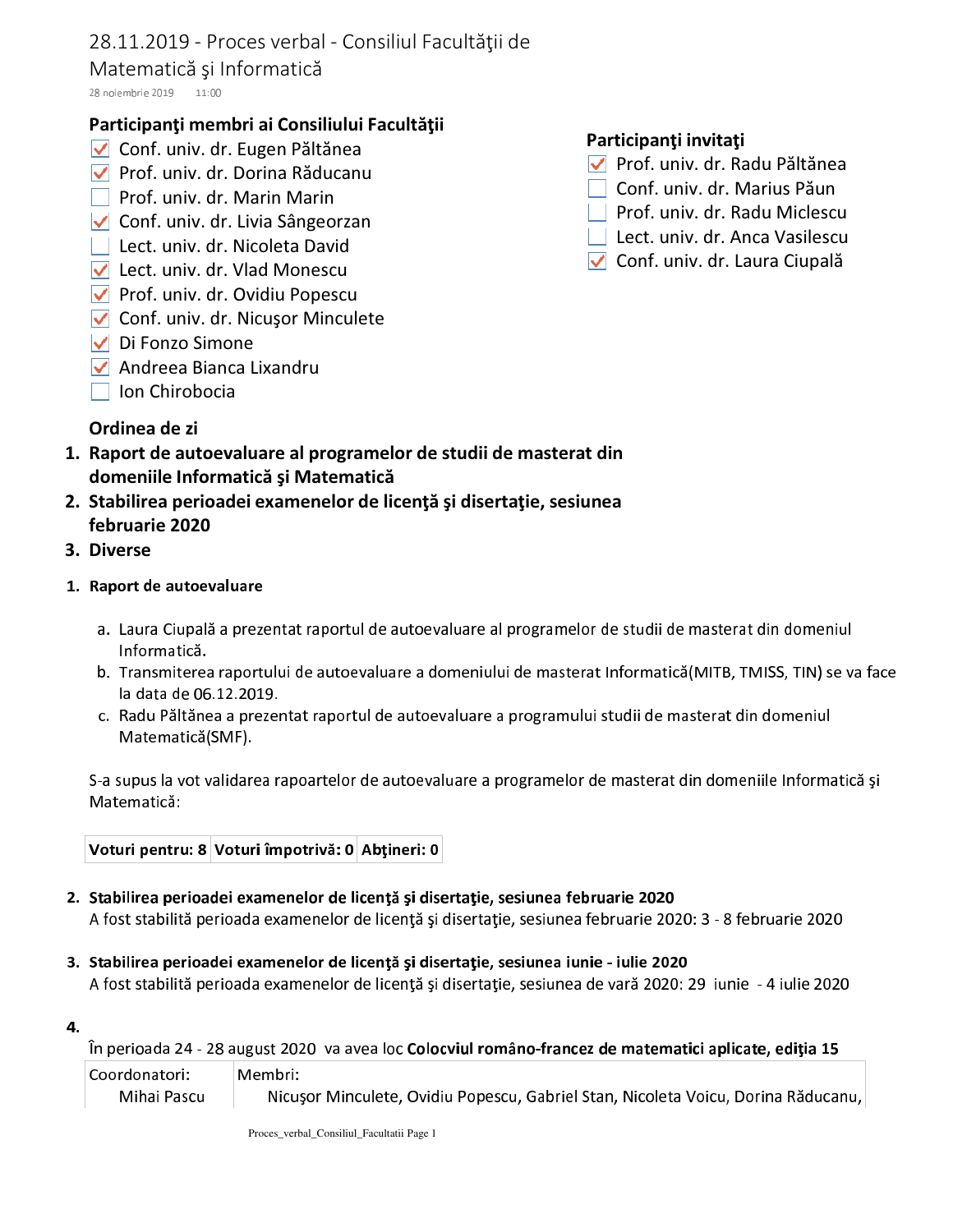# 28.11.2019 - Proces verbal - Consiliul Facultăţii de Matematică şi Informatică

28 noiembrie 2019 11:00

**Participanţi membri ai Consiliului Facultăţii**

- [x] Conf. univ. dr. Eugen Păltănea
- [x] Prof. univ. dr. Dorina Răducanu
- [ ] Prof. univ. dr. Marin Marin
- [x] Conf. univ. dr. Livia Sângeorzan
- [ ] Lect. univ. dr. Nicoleta David
- [x] Lect. univ. dr. Vlad Monescu
- [x] Prof. univ. dr. Ovidiu Popescu
- [x] Conf. univ. dr. Nicuşor Minculete
- [x] Di Fonzo Simone
- [x] Andreea Bianca Lixandru
- [ ] Ion Chirobocia

**Participanţi invitaţi**

- [x] Prof. univ. dr. Radu Păltănea
- [ ] Conf. univ. dr. Marius Păun
- [ ] Prof. univ. dr. Radu Miclescu
- [ ] Lect. univ. dr. Anca Vasilescu
- [x] Conf. univ. dr. Laura Ciupală

**Ordinea de zi**

1. **Raport de autoevaluare al programelor de studii de masterat din domeniile Informatică şi Matematică**
2. **Stabilirea perioadei examenelor de licenţă şi disertaţie, sesiunea februarie 2020**
3. **Diverse**

1. **Raport de autoevaluare**

   a. Laura Ciupală a prezentat raportul de autoevaluare al programelor de studii de masterat din domeniul Informatică.
   b. Transmiterea raportului de autoevaluare a domeniului de masterat Informatică(MITB, TMISS, TIN) se va face la data de 06.12.2019.
   c. Radu Păltănea a prezentat raportul de autoevaluare a programului studii de masterat din domeniul Matematică(SMF).

S-a supus la vot validarea rapoartelor de autoevaluare a programelor de masterat din domeniile Informatică şi Matematică:

| **Voturi pentru: 8** | **Voturi împotrivă: 0** | **Abţineri: 0** |
|---|---|---|

2. **Stabilirea perioadei examenelor de licenţă şi disertaţie, sesiunea februarie 2020**
   A fost stabilită perioada examenelor de licenţă şi disertaţie, sesiunea februarie 2020: 3 - 8 februarie 2020

3. **Stabilirea perioadei examenelor de licenţă şi disertaţie, sesiunea iunie - iulie 2020**
   A fost stabilită perioada examenelor de licenţă şi disertaţie, sesiunea de vară 2020: 29 iunie - 4 iulie 2020

4. 
   În perioada 24 - 28 august 2020 va avea loc **Colocviul româno-francez de matematici aplicate, ediţia 15**

| Coordonatori: | Membri: |
|---|---|
| Mihai Pascu | Nicuşor Minculete, Ovidiu Popescu, Gabriel Stan, Nicoleta Voicu, Dorina Răducanu, |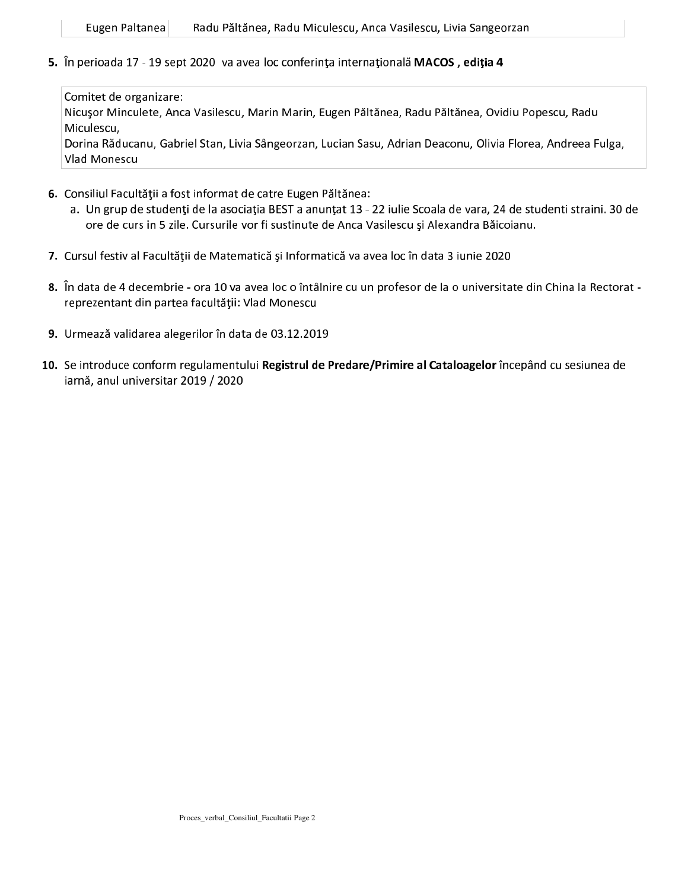| | |
|---|---|
| Eugen Paltanea | Radu Păltănea, Radu Miculescu, Anca Vasilescu, Livia Sangeorzan |

5. În perioada 17 - 19 sept 2020 va avea loc conferinţa internaţională **MACOS , ediţia 4**

| |
|---|
| Comitet de organizare:<br>Nicuşor Minculete, Anca Vasilescu, Marin Marin, Eugen Păltănea, Radu Păltănea, Ovidiu Popescu, Radu Miculescu,<br>Dorina Răducanu, Gabriel Stan, Livia Sângeorzan, Lucian Sasu, Adrian Deaconu, Olivia Florea, Andreea Fulga, Vlad Monescu |

6. Consiliul Facultăţii a fost informat de catre Eugen Păltănea:
   a. Un grup de studenţi de la asociaţia BEST a anunţat 13 - 22 iulie Scoala de vara, 24 de studenti straini. 30 de ore de curs in 5 zile. Cursurile vor fi sustinute de Anca Vasilescu şi Alexandra Băicoianu.

7. Cursul festiv al Facultăţii de Matematică şi Informatică va avea loc în data 3 iunie 2020

8. În data de 4 decembrie - ora 10 va avea loc o întâlnire cu un profesor de la o universitate din China la Rectorat - reprezentant din partea facultăţii: Vlad Monescu

9. Urmează validarea alegerilor în data de 03.12.2019

10. Se introduce conform regulamentului **Registrul de Predare/Primire al Cataloagelor** începând cu sesiunea de iarnă, anul universitar 2019 / 2020